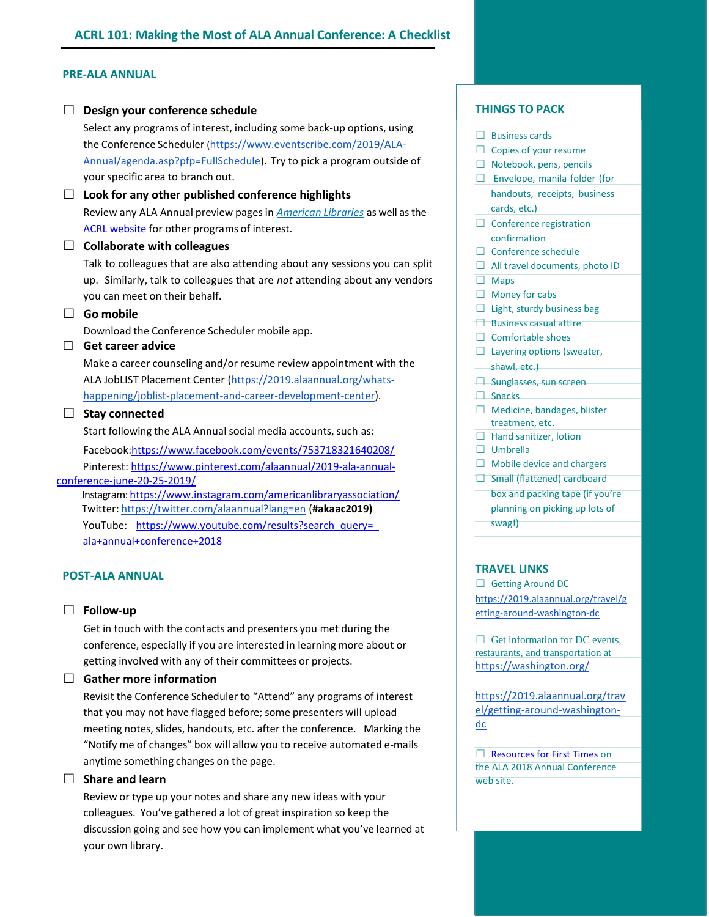# ACRL 101: Making the Most of ALA Annual Conference: A Checklist

## PRE-ALA ANNUAL

- ☐ **Design your conference schedule**
  Select any programs of interest, including some back-up options, using the Conference Scheduler (https://www.eventscribe.com/2019/ALA-Annual/agenda.asp?pfp=FullSchedule). Try to pick a program outside of your specific area to branch out.
- ☐ **Look for any other published conference highlights**
  Review any ALA Annual preview pages in *American Libraries* as well as the ACRL website for other programs of interest.
- ☐ **Collaborate with colleagues**
  Talk to colleagues that are also attending about any sessions you can split up. Similarly, talk to colleagues that are *not* attending about any vendors you can meet on their behalf.
- ☐ **Go mobile**
  Download the Conference Scheduler mobile app.
- ☐ **Get career advice**
  Make a career counseling and/or resume review appointment with the ALA JobLIST Placement Center (https://2019.alaannual.org/whats-happening/joblist-placement-and-career-development-center).
- ☐ **Stay connected**
  Start following the ALA Annual social media accounts, such as:

  Facebook: https://www.facebook.com/events/753718321640208/
  Pinterest: https://www.pinterest.com/alaannual/2019-ala-annual-conference-june-20-25-2019/
  Instagram: https://www.instagram.com/americanlibraryassociation/
  Twitter: https://twitter.com/alaannual?lang=en **(#akaac2019)**
  YouTube: https://www.youtube.com/results?search_query=ala+annual+conference+2018

## POST-ALA ANNUAL

- ☐ **Follow-up**
  Get in touch with the contacts and presenters you met during the conference, especially if you are interested in learning more about or getting involved with any of their committees or projects.
- ☐ **Gather more information**
  Revisit the Conference Scheduler to "Attend" any programs of interest that you may not have flagged before; some presenters will upload meeting notes, slides, handouts, etc. after the conference. Marking the "Notify me of changes" box will allow you to receive automated e-mails anytime something changes on the page.
- ☐ **Share and learn**
  Review or type up your notes and share any new ideas with your colleagues. You've gathered a lot of great inspiration so keep the discussion going and see how you can implement what you've learned at your own library.

## THINGS TO PACK

- ☐ Business cards
- ☐ Copies of your resume
- ☐ Notebook, pens, pencils
- ☐ Envelope, manila folder (for handouts, receipts, business cards, etc.)
- ☐ Conference registration confirmation
- ☐ Conference schedule
- ☐ All travel documents, photo ID
- ☐ Maps
- ☐ Money for cabs
- ☐ Light, sturdy business bag
- ☐ Business casual attire
- ☐ Comfortable shoes
- ☐ Layering options (sweater, shawl, etc.)
- ☐ Sunglasses, sun screen
- ☐ Snacks
- ☐ Medicine, bandages, blister treatment, etc.
- ☐ Hand sanitizer, lotion
- ☐ Umbrella
- ☐ Mobile device and chargers
- ☐ Small (flattened) cardboard box and packing tape (if you're planning on picking up lots of swag!)

## TRAVEL LINKS

- ☐ Getting Around DC
  https://2019.alaannual.org/travel/getting-around-washington-dc
- ☐ Get information for DC events, restaurants, and transportation at https://washington.org/

  https://2019.alaannual.org/travel/getting-around-washington-dc
- ☐ Resources for First Times on the ALA 2018 Annual Conference web site.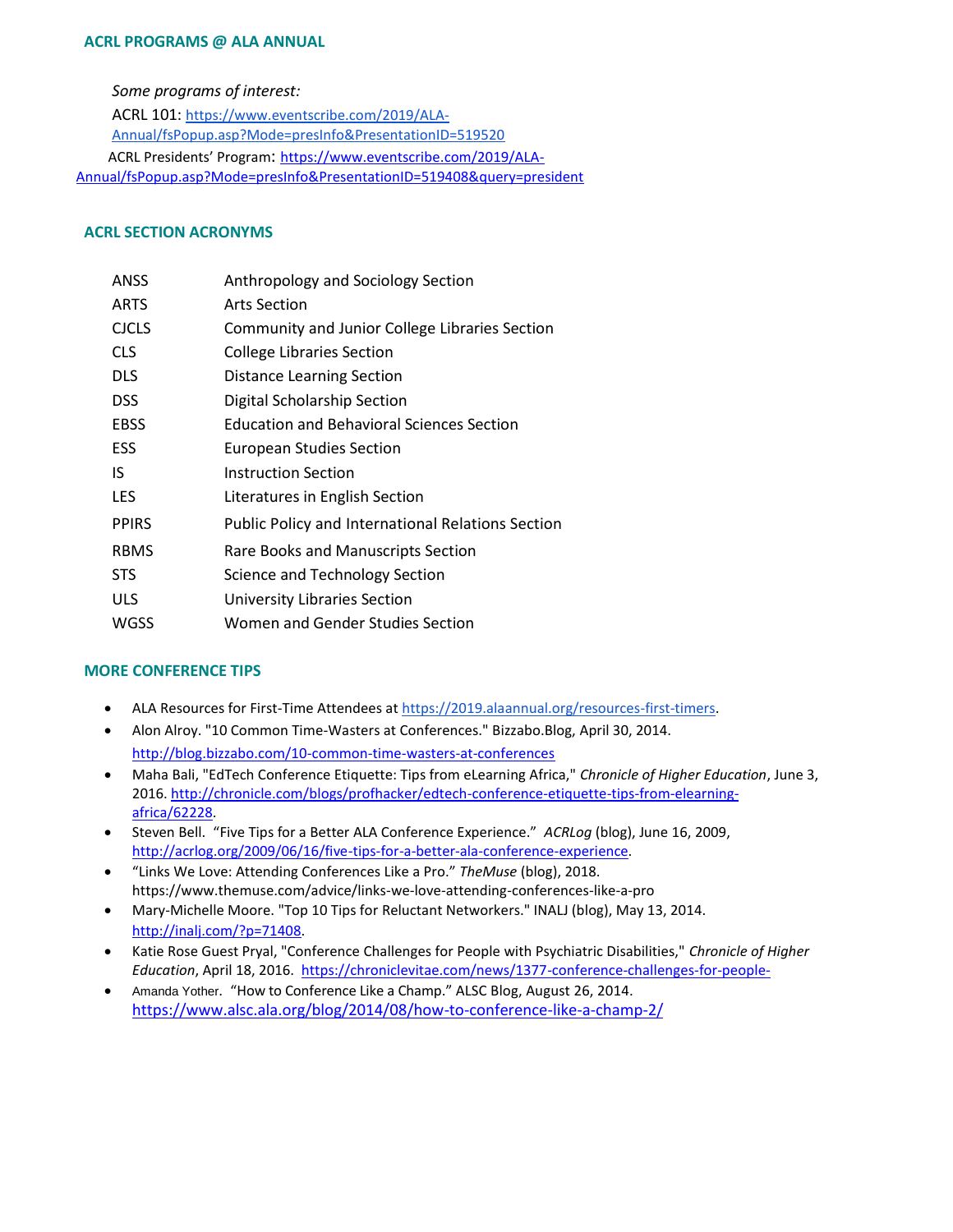## ACRL PROGRAMS @ ALA ANNUAL

*Some programs of interest:*

ACRL 101: https://www.eventscribe.com/2019/ALA-Annual/fsPopup.asp?Mode=presInfo&PresentationID=519520

ACRL Presidents' Program: https://www.eventscribe.com/2019/ALA-Annual/fsPopup.asp?Mode=presInfo&PresentationID=519408&query=president

## ACRL SECTION ACRONYMS

| | |
|---|---|
| ANSS | Anthropology and Sociology Section |
| ARTS | Arts Section |
| CJCLS | Community and Junior College Libraries Section |
| CLS | College Libraries Section |
| DLS | Distance Learning Section |
| DSS | Digital Scholarship Section |
| EBSS | Education and Behavioral Sciences Section |
| ESS | European Studies Section |
| IS | Instruction Section |
| LES | Literatures in English Section |
| PPIRS | Public Policy and International Relations Section |
| RBMS | Rare Books and Manuscripts Section |
| STS | Science and Technology Section |
| ULS | University Libraries Section |
| WGSS | Women and Gender Studies Section |

## MORE CONFERENCE TIPS

- ALA Resources for First-Time Attendees at https://2019.alaannual.org/resources-first-timers.
- Alon Alroy. "10 Common Time-Wasters at Conferences." Bizzabo.Blog, April 30, 2014. http://blog.bizzabo.com/10-common-time-wasters-at-conferences
- Maha Bali, "EdTech Conference Etiquette: Tips from eLearning Africa," *Chronicle of Higher Education*, June 3, 2016. http://chronicle.com/blogs/profhacker/edtech-conference-etiquette-tips-from-elearning-africa/62228.
- Steven Bell. "Five Tips for a Better ALA Conference Experience." *ACRLog* (blog), June 16, 2009, http://acrlog.org/2009/06/16/five-tips-for-a-better-ala-conference-experience.
- "Links We Love: Attending Conferences Like a Pro." *TheMuse* (blog), 2018. https://www.themuse.com/advice/links-we-love-attending-conferences-like-a-pro
- Mary-Michelle Moore. "Top 10 Tips for Reluctant Networkers." INALJ (blog), May 13, 2014. http://inalj.com/?p=71408.
- Katie Rose Guest Pryal, "Conference Challenges for People with Psychiatric Disabilities," *Chronicle of Higher Education*, April 18, 2016. https://chroniclevitae.com/news/1377-conference-challenges-for-people-
- Amanda Yother. "How to Conference Like a Champ." ALSC Blog, August 26, 2014. https://www.alsc.ala.org/blog/2014/08/how-to-conference-like-a-champ-2/